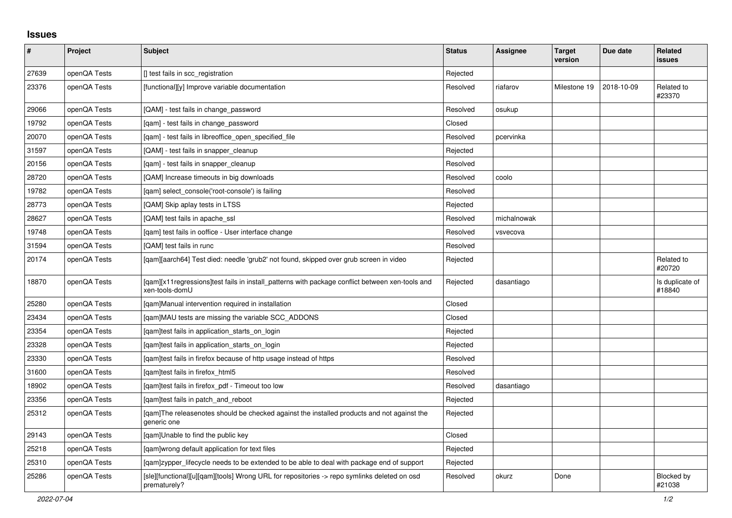## Issues

| # | Project | Subject | Status | Assignee | Target version | Due date | Related issues |
|---|---|---|---|---|---|---|---|
| 27639 | openQA Tests | [] test fails in scc_registration | Rejected | | | | |
| 23376 | openQA Tests | [functional][y] Improve variable documentation | Resolved | riafarov | Milestone 19 | 2018-10-09 | Related to #23370 |
| 29066 | openQA Tests | [QAM] - test fails in change_password | Resolved | osukup | | | |
| 19792 | openQA Tests | [qam] - test fails in change_password | Closed | | | | |
| 20070 | openQA Tests | [qam] - test fails in libreoffice_open_specified_file | Resolved | pcervinka | | | |
| 31597 | openQA Tests | [QAM] - test fails in snapper_cleanup | Rejected | | | | |
| 20156 | openQA Tests | [qam] - test fails in snapper_cleanup | Resolved | | | | |
| 28720 | openQA Tests | [QAM] Increase timeouts in big downloads | Resolved | coolo | | | |
| 19782 | openQA Tests | [qam] select_console('root-console') is failing | Resolved | | | | |
| 28773 | openQA Tests | [QAM] Skip aplay tests in LTSS | Rejected | | | | |
| 28627 | openQA Tests | [QAM] test fails in apache_ssl | Resolved | michalnowak | | | |
| 19748 | openQA Tests | [qam] test fails in ooffice - User interface change | Resolved | vsvecova | | | |
| 31594 | openQA Tests | [QAM] test fails in runc | Resolved | | | | |
| 20174 | openQA Tests | [qam][aarch64] Test died: needle 'grub2' not found, skipped over grub screen in video | Rejected | | | | Related to #20720 |
| 18870 | openQA Tests | [qam][x11regressions]test fails in install_patterns with package conflict between xen-tools and xen-tools-domU | Rejected | dasantiago | | | Is duplicate of #18840 |
| 25280 | openQA Tests | [qam]Manual intervention required in installation | Closed | | | | |
| 23434 | openQA Tests | [qam]MAU tests are missing the variable SCC_ADDONS | Closed | | | | |
| 23354 | openQA Tests | [qam]test fails in application_starts_on_login | Rejected | | | | |
| 23328 | openQA Tests | [qam]test fails in application_starts_on_login | Rejected | | | | |
| 23330 | openQA Tests | [qam]test fails in firefox because of http usage instead of https | Resolved | | | | |
| 31600 | openQA Tests | [qam]test fails in firefox_html5 | Resolved | | | | |
| 18902 | openQA Tests | [qam]test fails in firefox_pdf - Timeout too low | Resolved | dasantiago | | | |
| 23356 | openQA Tests | [qam]test fails in patch_and_reboot | Rejected | | | | |
| 25312 | openQA Tests | [qam]The releasenotes should be checked against the installed products and not against the generic one | Rejected | | | | |
| 29143 | openQA Tests | [qam]Unable to find the public key | Closed | | | | |
| 25218 | openQA Tests | [qam]wrong default application for text files | Rejected | | | | |
| 25310 | openQA Tests | [qam]zypper_lifecycle needs to be extended to be able to deal with package end of support | Rejected | | | | |
| 25286 | openQA Tests | [sle][functional][u][qam][tools] Wrong URL for repositories -> repo symlinks deleted on osd prematurely? | Resolved | okurz | Done | | Blocked by #21038 |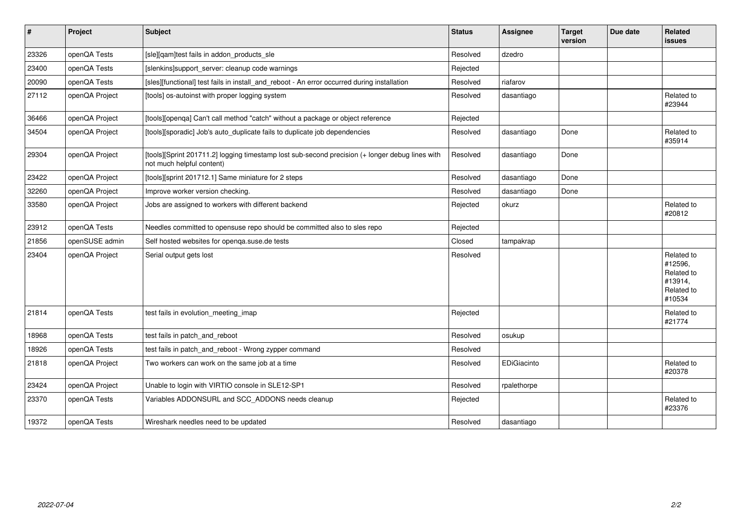| # | Project | Subject | Status | Assignee | Target version | Due date | Related issues |
|---|---|---|---|---|---|---|---|
| 23326 | openQA Tests | [sle][qam]test fails in addon_products_sle | Resolved | dzedro | | | |
| 23400 | openQA Tests | [slenkins]support_server: cleanup code warnings | Rejected | | | | |
| 20090 | openQA Tests | [sles][functional] test fails in install_and_reboot - An error occurred during installation | Resolved | riafarov | | | |
| 27112 | openQA Project | [tools] os-autoinst with proper logging system | Resolved | dasantiago | | | Related to #23944 |
| 36466 | openQA Project | [tools][openqa] Can't call method "catch" without a package or object reference | Rejected | | | | |
| 34504 | openQA Project | [tools][sporadic] Job's auto_duplicate fails to duplicate job dependencies | Resolved | dasantiago | Done | | Related to #35914 |
| 29304 | openQA Project | [tools][Sprint 201711.2] logging timestamp lost sub-second precision (+ longer debug lines with not much helpful content) | Resolved | dasantiago | Done | | |
| 23422 | openQA Project | [tools][sprint 201712.1] Same miniature for 2 steps | Resolved | dasantiago | Done | | |
| 32260 | openQA Project | Improve worker version checking. | Resolved | dasantiago | Done | | |
| 33580 | openQA Project | Jobs are assigned to workers with different backend | Rejected | okurz | | | Related to #20812 |
| 23912 | openQA Tests | Needles committed to opensuse repo should be committed also to sles repo | Rejected | | | | |
| 21856 | openSUSE admin | Self hosted websites for openqa.suse.de tests | Closed | tampakrap | | | |
| 23404 | openQA Project | Serial output gets lost | Resolved | | | | Related to #12596, Related to #13914, Related to #10534 |
| 21814 | openQA Tests | test fails in evolution_meeting_imap | Rejected | | | | Related to #21774 |
| 18968 | openQA Tests | test fails in patch_and_reboot | Resolved | osukup | | | |
| 18926 | openQA Tests | test fails in patch_and_reboot - Wrong zypper command | Resolved | | | | |
| 21818 | openQA Project | Two workers can work on the same job at a time | Resolved | EDiGiacinto | | | Related to #20378 |
| 23424 | openQA Project | Unable to login with VIRTIO console in SLE12-SP1 | Resolved | rpalethorpe | | | |
| 23370 | openQA Tests | Variables ADDONSURL and SCC_ADDONS needs cleanup | Rejected | | | | Related to #23376 |
| 19372 | openQA Tests | Wireshark needles need to be updated | Resolved | dasantiago | | | |